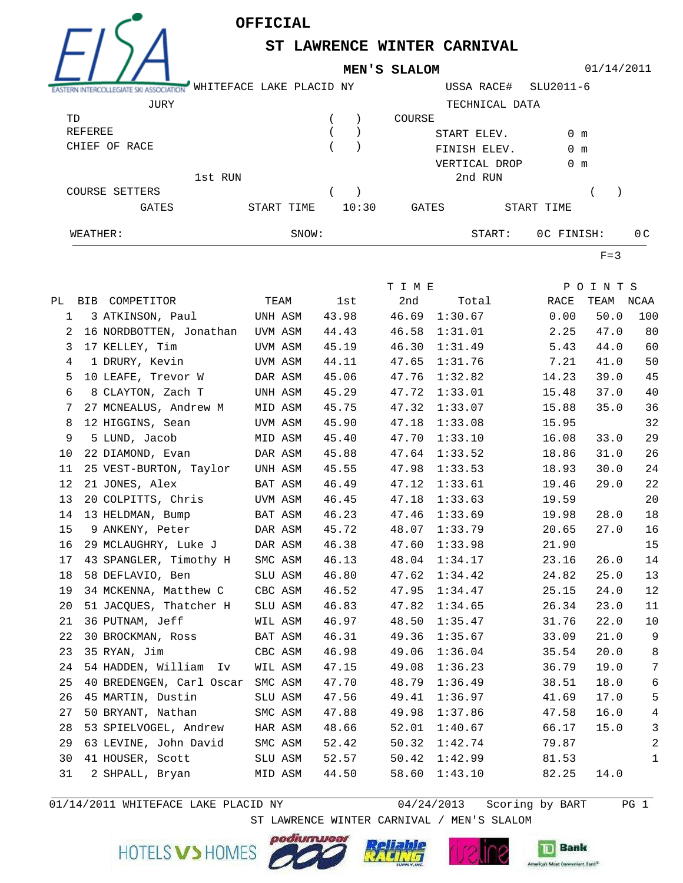# OFFICIAL

## ST LAWRENCE WINTER CARNIVAL

### MEN'S SLALOM

01/14/2011

WHITEFACE LAKE PLACID NY — USSA RACE# SLU2011-6

| JURY | | TECHNICAL DATA | |
|---|---|---|---|
| TD | ( ) | COURSE | |
| REFEREE | ( ) | START ELEV. | 0 m |
| CHIEF OF RACE | ( ) | FINISH ELEV. | 0 m |
| | | VERTICAL DROP | 0 m |

| | 1st RUN | | 2nd RUN |
|---|---|---|---|
| COURSE SETTERS | ( ) | | ( ) |
| GATES | START TIME 10:30 | GATES | START TIME |

WEATHER: SNOW: START: 0C FINISH: 0C

F=3

| PL | BIB | COMPETITOR | TEAM | TIME 1st | 2nd | Total | POINTS RACE | TEAM | NCAA |
|---|---|---|---|---|---|---|---|---|---|
| 1 | 3 | ATKINSON, Paul | UNH ASM | 43.98 | 46.69 | 1:30.67 | 0.00 | 50.0 | 100 |
| 2 | 16 | NORDBOTTEN, Jonathan | UVM ASM | 44.43 | 46.58 | 1:31.01 | 2.25 | 47.0 | 80 |
| 3 | 17 | KELLEY, Tim | UVM ASM | 45.19 | 46.30 | 1:31.49 | 5.43 | 44.0 | 60 |
| 4 | 1 | DRURY, Kevin | UVM ASM | 44.11 | 47.65 | 1:31.76 | 7.21 | 41.0 | 50 |
| 5 | 10 | LEAFE, Trevor W | DAR ASM | 45.06 | 47.76 | 1:32.82 | 14.23 | 39.0 | 45 |
| 6 | 8 | CLAYTON, Zach T | UNH ASM | 45.29 | 47.72 | 1:33.01 | 15.48 | 37.0 | 40 |
| 7 | 27 | MCNEALUS, Andrew M | MID ASM | 45.75 | 47.32 | 1:33.07 | 15.88 | 35.0 | 36 |
| 8 | 12 | HIGGINS, Sean | UVM ASM | 45.90 | 47.18 | 1:33.08 | 15.95 | | 32 |
| 9 | 5 | LUND, Jacob | MID ASM | 45.40 | 47.70 | 1:33.10 | 16.08 | 33.0 | 29 |
| 10 | 22 | DIAMOND, Evan | DAR ASM | 45.88 | 47.64 | 1:33.52 | 18.86 | 31.0 | 26 |
| 11 | 25 | VEST-BURTON, Taylor | UNH ASM | 45.55 | 47.98 | 1:33.53 | 18.93 | 30.0 | 24 |
| 12 | 21 | JONES, Alex | BAT ASM | 46.49 | 47.12 | 1:33.61 | 19.46 | 29.0 | 22 |
| 13 | 20 | COLPITTS, Chris | UVM ASM | 46.45 | 47.18 | 1:33.63 | 19.59 | | 20 |
| 14 | 13 | HELDMAN, Bump | BAT ASM | 46.23 | 47.46 | 1:33.69 | 19.98 | 28.0 | 18 |
| 15 | 9 | ANKENY, Peter | DAR ASM | 45.72 | 48.07 | 1:33.79 | 20.65 | 27.0 | 16 |
| 16 | 29 | MCLAUGHRY, Luke J | DAR ASM | 46.38 | 47.60 | 1:33.98 | 21.90 | | 15 |
| 17 | 43 | SPANGLER, Timothy H | SMC ASM | 46.13 | 48.04 | 1:34.17 | 23.16 | 26.0 | 14 |
| 18 | 58 | DEFLAVIO, Ben | SLU ASM | 46.80 | 47.62 | 1:34.42 | 24.82 | 25.0 | 13 |
| 19 | 34 | MCKENNA, Matthew C | CBC ASM | 46.52 | 47.95 | 1:34.47 | 25.15 | 24.0 | 12 |
| 20 | 51 | JACQUES, Thatcher H | SLU ASM | 46.83 | 47.82 | 1:34.65 | 26.34 | 23.0 | 11 |
| 21 | 36 | PUTNAM, Jeff | WIL ASM | 46.97 | 48.50 | 1:35.47 | 31.76 | 22.0 | 10 |
| 22 | 30 | BROCKMAN, Ross | BAT ASM | 46.31 | 49.36 | 1:35.67 | 33.09 | 21.0 | 9 |
| 23 | 35 | RYAN, Jim | CBC ASM | 46.98 | 49.06 | 1:36.04 | 35.54 | 20.0 | 8 |
| 24 | 54 | HADDEN, William Iv | WIL ASM | 47.15 | 49.08 | 1:36.23 | 36.79 | 19.0 | 7 |
| 25 | 40 | BREDENGEN, Carl Oscar | SMC ASM | 47.70 | 48.79 | 1:36.49 | 38.51 | 18.0 | 6 |
| 26 | 45 | MARTIN, Dustin | SLU ASM | 47.56 | 49.41 | 1:36.97 | 41.69 | 17.0 | 5 |
| 27 | 50 | BRYANT, Nathan | SMC ASM | 47.88 | 49.98 | 1:37.86 | 47.58 | 16.0 | 4 |
| 28 | 53 | SPIELVOGEL, Andrew | HAR ASM | 48.66 | 52.01 | 1:40.67 | 66.17 | 15.0 | 3 |
| 29 | 63 | LEVINE, John David | SMC ASM | 52.42 | 50.32 | 1:42.74 | 79.87 | | 2 |
| 30 | 41 | HOUSER, Scott | SLU ASM | 52.57 | 50.42 | 1:42.99 | 81.53 | | 1 |
| 31 | 2 | SHPALL, Bryan | MID ASM | 44.50 | 58.60 | 1:43.10 | 82.25 | 14.0 | |

01/14/2011 WHITEFACE LAKE PLACID NY 04/24/2013 Scoring by BART

ST LAWRENCE WINTER CARNIVAL / MEN'S SLALOM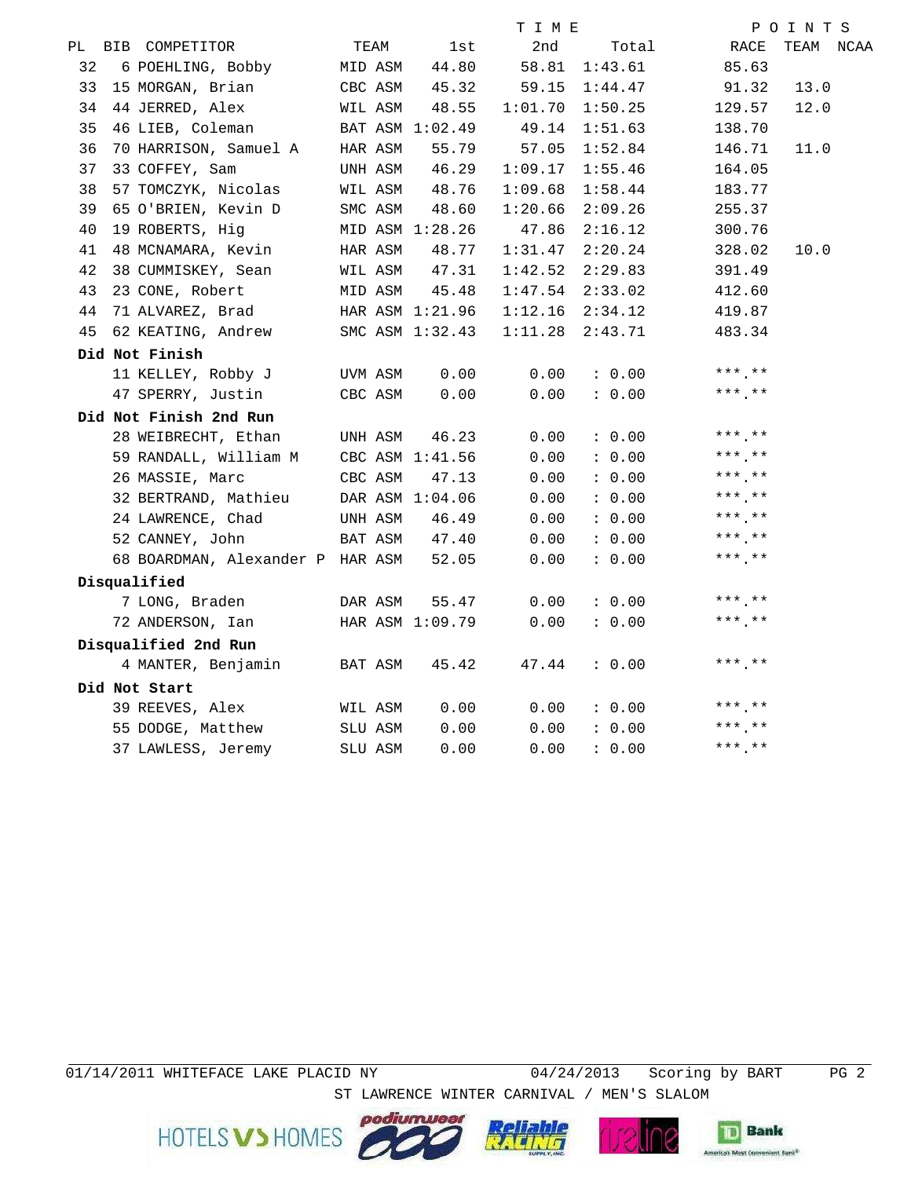| PL | BIB | COMPETITOR | TEAM | TIME 1st | TIME 2nd | TIME Total | POINTS RACE | POINTS TEAM | POINTS NCAA |
|---|---|---|---|---|---|---|---|---|---|
| 32 | 6 | POEHLING, Bobby | MID ASM | 44.80 | 58.81 | 1:43.61 | 85.63 | | |
| 33 | 15 | MORGAN, Brian | CBC ASM | 45.32 | 59.15 | 1:44.47 | 91.32 | 13.0 | |
| 34 | 44 | JERRED, Alex | WIL ASM | 48.55 | 1:01.70 | 1:50.25 | 129.57 | 12.0 | |
| 35 | 46 | LIEB, Coleman | BAT ASM | 1:02.49 | 49.14 | 1:51.63 | 138.70 | | |
| 36 | 70 | HARRISON, Samuel A | HAR ASM | 55.79 | 57.05 | 1:52.84 | 146.71 | 11.0 | |
| 37 | 33 | COFFEY, Sam | UNH ASM | 46.29 | 1:09.17 | 1:55.46 | 164.05 | | |
| 38 | 57 | TOMCZYK, Nicolas | WIL ASM | 48.76 | 1:09.68 | 1:58.44 | 183.77 | | |
| 39 | 65 | O'BRIEN, Kevin D | SMC ASM | 48.60 | 1:20.66 | 2:09.26 | 255.37 | | |
| 40 | 19 | ROBERTS, Hig | MID ASM | 1:28.26 | 47.86 | 2:16.12 | 300.76 | | |
| 41 | 48 | MCNAMARA, Kevin | HAR ASM | 48.77 | 1:31.47 | 2:20.24 | 328.02 | 10.0 | |
| 42 | 38 | CUMMISKEY, Sean | WIL ASM | 47.31 | 1:42.52 | 2:29.83 | 391.49 | | |
| 43 | 23 | CONE, Robert | MID ASM | 45.48 | 1:47.54 | 2:33.02 | 412.60 | | |
| 44 | 71 | ALVAREZ, Brad | HAR ASM | 1:21.96 | 1:12.16 | 2:34.12 | 419.87 | | |
| 45 | 62 | KEATING, Andrew | SMC ASM | 1:32.43 | 1:11.28 | 2:43.71 | 483.34 | | |
| **Did Not Finish** | | | | | | | | | |
| | 11 | KELLEY, Robby J | UVM ASM | 0.00 | 0.00 | : 0.00 | ***.** | | |
| | 47 | SPERRY, Justin | CBC ASM | 0.00 | 0.00 | : 0.00 | ***.** | | |
| **Did Not Finish 2nd Run** | | | | | | | | | |
| | 28 | WEIBRECHT, Ethan | UNH ASM | 46.23 | 0.00 | : 0.00 | ***.** | | |
| | 59 | RANDALL, William M | CBC ASM | 1:41.56 | 0.00 | : 0.00 | ***.** | | |
| | 26 | MASSIE, Marc | CBC ASM | 47.13 | 0.00 | : 0.00 | ***.** | | |
| | 32 | BERTRAND, Mathieu | DAR ASM | 1:04.06 | 0.00 | : 0.00 | ***.** | | |
| | 24 | LAWRENCE, Chad | UNH ASM | 46.49 | 0.00 | : 0.00 | ***.** | | |
| | 52 | CANNEY, John | BAT ASM | 47.40 | 0.00 | : 0.00 | ***.** | | |
| | 68 | BOARDMAN, Alexander P | HAR ASM | 52.05 | 0.00 | : 0.00 | ***.** | | |
| **Disqualified** | | | | | | | | | |
| | 7 | LONG, Braden | DAR ASM | 55.47 | 0.00 | : 0.00 | ***.** | | |
| | 72 | ANDERSON, Ian | HAR ASM | 1:09.79 | 0.00 | : 0.00 | ***.** | | |
| **Disqualified 2nd Run** | | | | | | | | | |
| | 4 | MANTER, Benjamin | BAT ASM | 45.42 | 47.44 | : 0.00 | ***.** | | |
| **Did Not Start** | | | | | | | | | |
| | 39 | REEVES, Alex | WIL ASM | 0.00 | 0.00 | : 0.00 | ***.** | | |
| | 55 | DODGE, Matthew | SLU ASM | 0.00 | 0.00 | : 0.00 | ***.** | | |
| | 37 | LAWLESS, Jeremy | SLU ASM | 0.00 | 0.00 | : 0.00 | ***.** | | |

01/14/2011 WHITEFACE LAKE PLACID NY 04/24/2013 Scoring by BART

ST LAWRENCE WINTER CARNIVAL / MEN'S SLALOM

HOTELS VS HOMES podiumwear Reliable Racing Supply, Inc. riseline TD Bank America's Most Convenient Bank